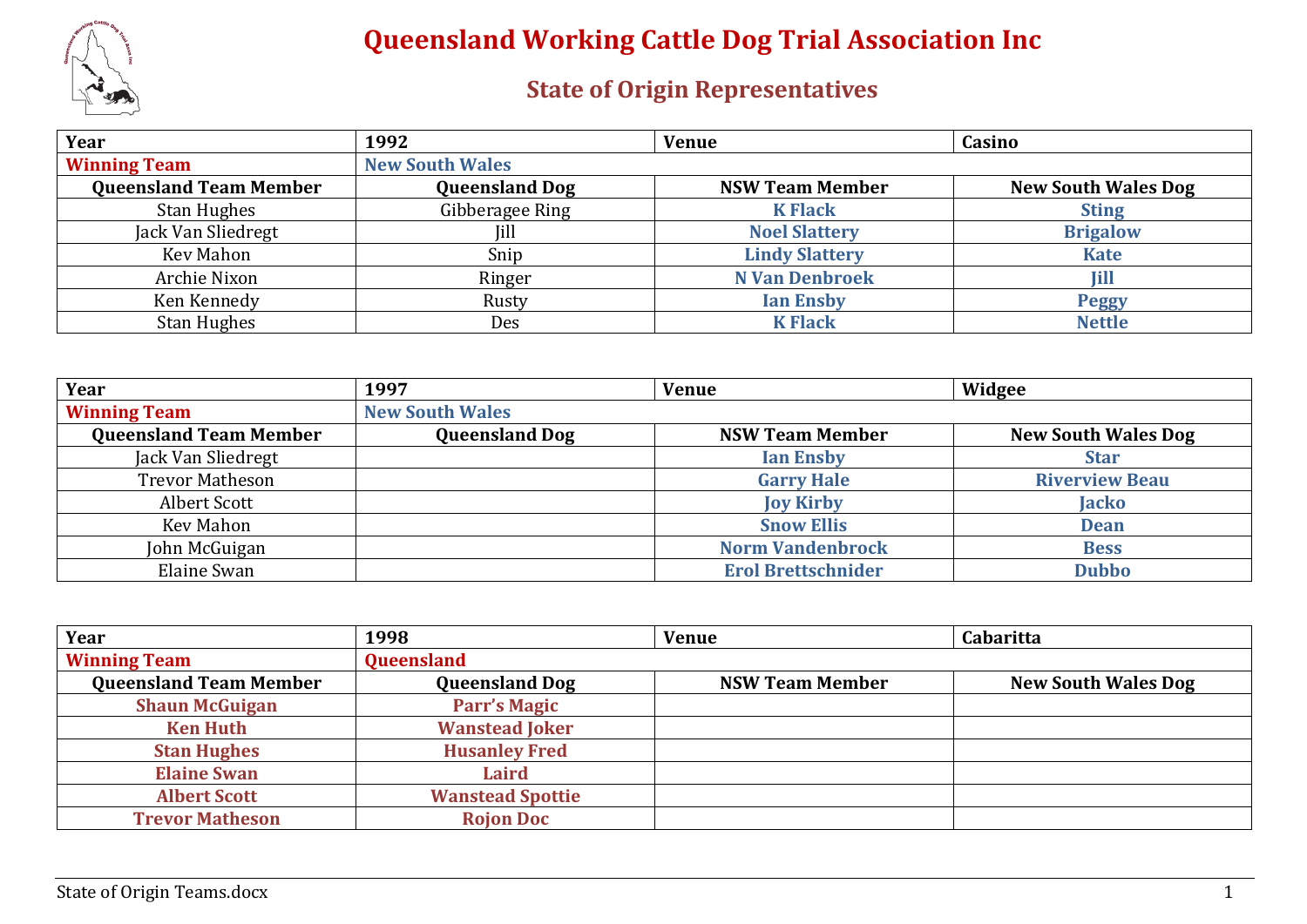# Queensland Working Cattle Dog Trial Association Inc

## State of Origin Representatives

| Year | 1992 | Venue | Casino |
|---|---|---|---|
| **Winning Team** | **New South Wales** | | |
| **Queensland Team Member** | **Queensland Dog** | **NSW Team Member** | **New South Wales Dog** |
| Stan Hughes | Gibberagee Ring | K Flack | Sting |
| Jack Van Sliedregt | Jill | Noel Slattery | Brigalow |
| Kev Mahon | Snip | Lindy Slattery | Kate |
| Archie Nixon | Ringer | N Van Denbroek | Jill |
| Ken Kennedy | Rusty | Ian Ensby | Peggy |
| Stan Hughes | Des | K Flack | Nettle |

| Year | 1997 | Venue | Widgee |
|---|---|---|---|
| **Winning Team** | **New South Wales** | | |
| **Queensland Team Member** | **Queensland Dog** | **NSW Team Member** | **New South Wales Dog** |
| Jack Van Sliedregt | | Ian Ensby | Star |
| Trevor Matheson | | Garry Hale | Riverview Beau |
| Albert Scott | | Joy Kirby | Jacko |
| Kev Mahon | | Snow Ellis | Dean |
| John McGuigan | | Norm Vandenbrock | Bess |
| Elaine Swan | | Erol Brettschnider | Dubbo |

| Year | 1998 | Venue | Cabaritta |
|---|---|---|---|
| **Winning Team** | **Queensland** | | |
| **Queensland Team Member** | **Queensland Dog** | **NSW Team Member** | **New South Wales Dog** |
| Shaun McGuigan | Parr's Magic | | |
| Ken Huth | Wanstead Joker | | |
| Stan Hughes | Husanley Fred | | |
| Elaine Swan | Laird | | |
| Albert Scott | Wanstead Spottie | | |
| Trevor Matheson | Rojon Doc | | |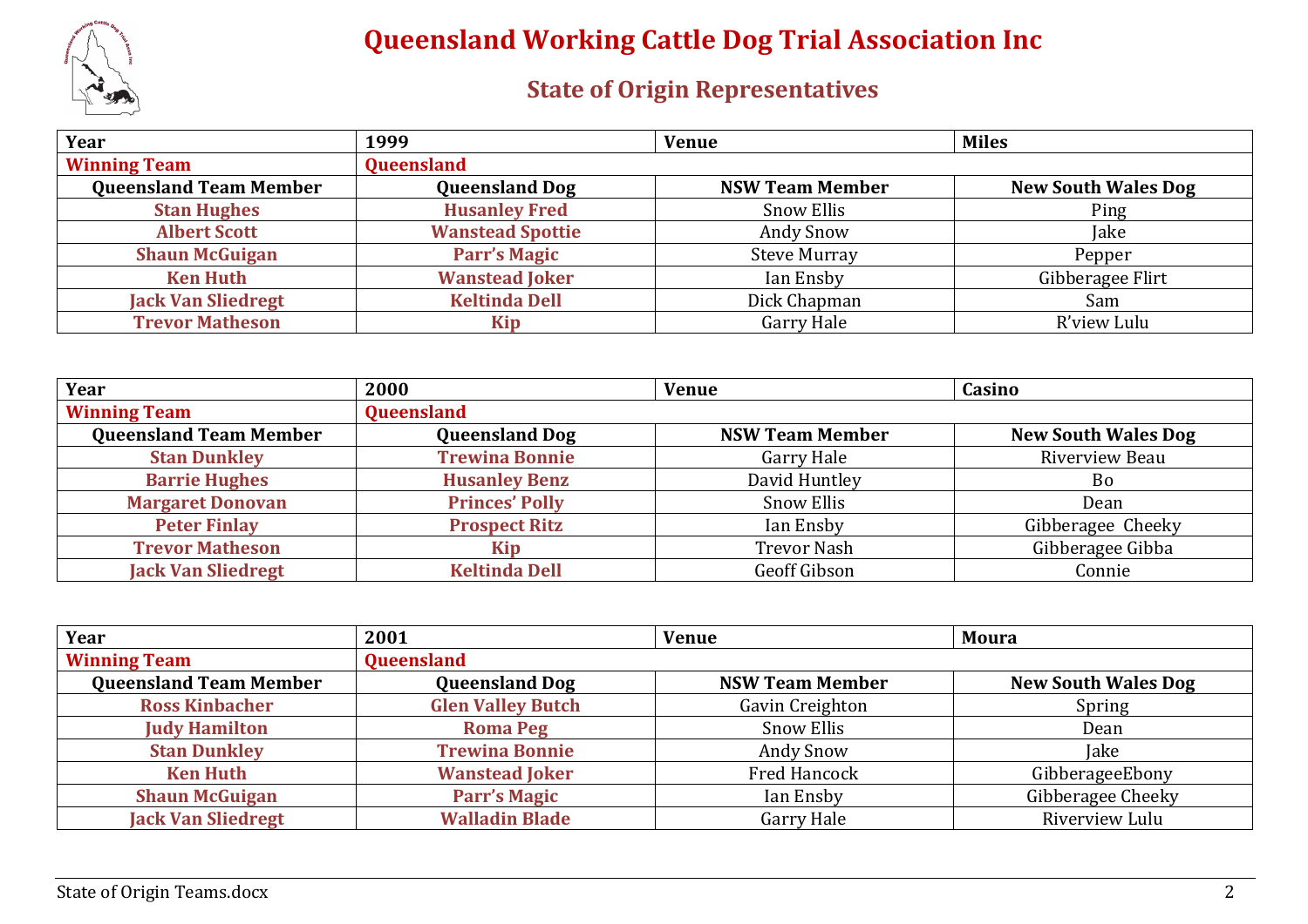# Queensland Working Cattle Dog Trial Association Inc

## State of Origin Representatives

| Year | 1999 | Venue | Miles |
|---|---|---|---|
| **Winning Team** | **Queensland** | | |
| **Queensland Team Member** | **Queensland Dog** | **NSW Team Member** | **New South Wales Dog** |
| **Stan Hughes** | **Husanley Fred** | Snow Ellis | Ping |
| **Albert Scott** | **Wanstead Spottie** | Andy Snow | Jake |
| **Shaun McGuigan** | **Parr's Magic** | Steve Murray | Pepper |
| **Ken Huth** | **Wanstead Joker** | Ian Ensby | Gibberagee Flirt |
| **Jack Van Sliedregt** | **Keltinda Dell** | Dick Chapman | Sam |
| **Trevor Matheson** | **Kip** | Garry Hale | R'view Lulu |

| Year | 2000 | Venue | Casino |
|---|---|---|---|
| **Winning Team** | **Queensland** | | |
| **Queensland Team Member** | **Queensland Dog** | **NSW Team Member** | **New South Wales Dog** |
| **Stan Dunkley** | **Trewina Bonnie** | Garry Hale | Riverview Beau |
| **Barrie Hughes** | **Husanley Benz** | David Huntley | Bo |
| **Margaret Donovan** | **Princes' Polly** | Snow Ellis | Dean |
| **Peter Finlay** | **Prospect Ritz** | Ian Ensby | Gibberagee Cheeky |
| **Trevor Matheson** | **Kip** | Trevor Nash | Gibberagee Gibba |
| **Jack Van Sliedregt** | **Keltinda Dell** | Geoff Gibson | Connie |

| Year | 2001 | Venue | Moura |
|---|---|---|---|
| **Winning Team** | **Queensland** | | |
| **Queensland Team Member** | **Queensland Dog** | **NSW Team Member** | **New South Wales Dog** |
| **Ross Kinbacher** | **Glen Valley Butch** | Gavin Creighton | Spring |
| **Judy Hamilton** | **Roma Peg** | Snow Ellis | Dean |
| **Stan Dunkley** | **Trewina Bonnie** | Andy Snow | Jake |
| **Ken Huth** | **Wanstead Joker** | Fred Hancock | GibberageeEbony |
| **Shaun McGuigan** | **Parr's Magic** | Ian Ensby | Gibberagee Cheeky |
| **Jack Van Sliedregt** | **Walladin Blade** | Garry Hale | Riverview Lulu |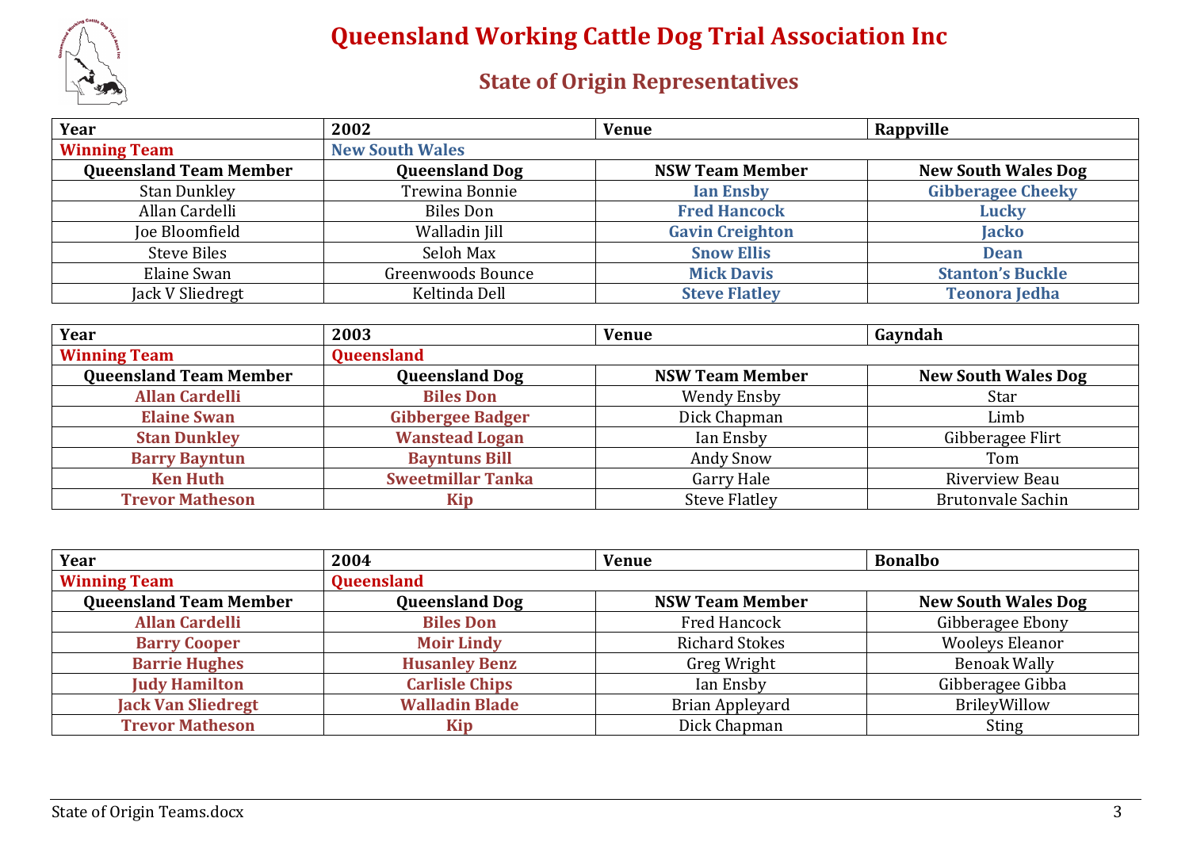# Queensland Working Cattle Dog Trial Association Inc

## State of Origin Representatives

| Year | 2002 | Venue | Rappville |
|---|---|---|---|
| **Winning Team** | **New South Wales** | | |
| **Queensland Team Member** | **Queensland Dog** | **NSW Team Member** | **New South Wales Dog** |
| Stan Dunkley | Trewina Bonnie | **Ian Ensby** | **Gibberagee Cheeky** |
| Allan Cardelli | Biles Don | **Fred Hancock** | **Lucky** |
| Joe Bloomfield | Walladin Jill | **Gavin Creighton** | **Jacko** |
| Steve Biles | Seloh Max | **Snow Ellis** | **Dean** |
| Elaine Swan | Greenwoods Bounce | **Mick Davis** | **Stanton's Buckle** |
| Jack V Sliedregt | Keltinda Dell | **Steve Flatley** | **Teonora Jedha** |

| Year | 2003 | Venue | Gayndah |
|---|---|---|---|
| **Winning Team** | **Queensland** | | |
| **Queensland Team Member** | **Queensland Dog** | **NSW Team Member** | **New South Wales Dog** |
| **Allan Cardelli** | **Biles Don** | Wendy Ensby | Star |
| **Elaine Swan** | **Gibbergee Badger** | Dick Chapman | Limb |
| **Stan Dunkley** | **Wanstead Logan** | Ian Ensby | Gibberagee Flirt |
| **Barry Bayntun** | **Bayntuns Bill** | Andy Snow | Tom |
| **Ken Huth** | **Sweetmillar Tanka** | Garry Hale | Riverview Beau |
| **Trevor Matheson** | **Kip** | Steve Flatley | Brutonvale Sachin |

| Year | 2004 | Venue | Bonalbo |
|---|---|---|---|
| **Winning Team** | **Queensland** | | |
| **Queensland Team Member** | **Queensland Dog** | **NSW Team Member** | **New South Wales Dog** |
| **Allan Cardelli** | **Biles Don** | Fred Hancock | Gibberagee Ebony |
| **Barry Cooper** | **Moir Lindy** | Richard Stokes | Wooleys Eleanor |
| **Barrie Hughes** | **Husanley Benz** | Greg Wright | Benoak Wally |
| **Judy Hamilton** | **Carlisle Chips** | Ian Ensby | Gibberagee Gibba |
| **Jack Van Sliedregt** | **Walladin Blade** | Brian Appleyard | BrileyWillow |
| **Trevor Matheson** | **Kip** | Dick Chapman | Sting |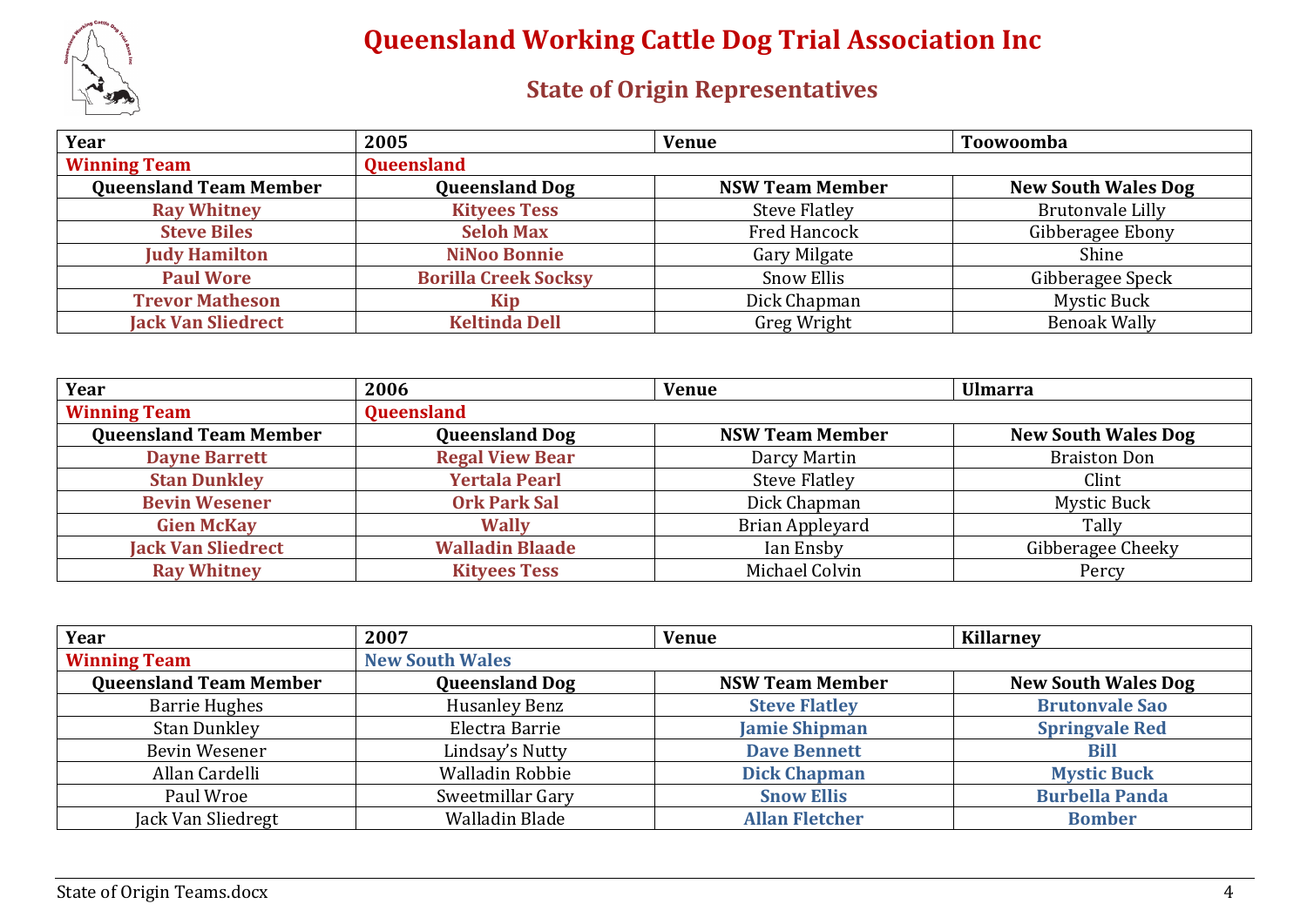# Queensland Working Cattle Dog Trial Association Inc

## State of Origin Representatives

| Year | 2005 | Venue | Toowoomba |
|---|---|---|---|
| **Winning Team** | **Queensland** | | |
| **Queensland Team Member** | **Queensland Dog** | **NSW Team Member** | **New South Wales Dog** |
| **Ray Whitney** | **Kityees Tess** | Steve Flatley | Brutonvale Lilly |
| **Steve Biles** | **Seloh Max** | Fred Hancock | Gibberagee Ebony |
| **Judy Hamilton** | **NiNoo Bonnie** | Gary Milgate | Shine |
| **Paul Wore** | **Borilla Creek Socksy** | Snow Ellis | Gibberagee Speck |
| **Trevor Matheson** | **Kip** | Dick Chapman | Mystic Buck |
| **Jack Van Sliedrect** | **Keltinda Dell** | Greg Wright | Benoak Wally |

| Year | 2006 | Venue | Ulmarra |
|---|---|---|---|
| **Winning Team** | **Queensland** | | |
| **Queensland Team Member** | **Queensland Dog** | **NSW Team Member** | **New South Wales Dog** |
| **Dayne Barrett** | **Regal View Bear** | Darcy Martin | Braiston Don |
| **Stan Dunkley** | **Yertala Pearl** | Steve Flatley | Clint |
| **Bevin Wesener** | **Ork Park Sal** | Dick Chapman | Mystic Buck |
| **Gien McKay** | **Wally** | Brian Appleyard | Tally |
| **Jack Van Sliedrect** | **Walladin Blaade** | Ian Ensby | Gibberagee Cheeky |
| **Ray Whitney** | **Kityees Tess** | Michael Colvin | Percy |

| Year | 2007 | Venue | Killarney |
|---|---|---|---|
| **Winning Team** | **New South Wales** | | |
| **Queensland Team Member** | **Queensland Dog** | **NSW Team Member** | **New South Wales Dog** |
| Barrie Hughes | Husanley Benz | **Steve Flatley** | **Brutonvale Sao** |
| Stan Dunkley | Electra Barrie | **Jamie Shipman** | **Springvale Red** |
| Bevin Wesener | Lindsay's Nutty | **Dave Bennett** | **Bill** |
| Allan Cardelli | Walladin Robbie | **Dick Chapman** | **Mystic Buck** |
| Paul Wroe | Sweetmillar Gary | **Snow Ellis** | **Burbella Panda** |
| Jack Van Sliedregt | Walladin Blade | **Allan Fletcher** | **Bomber** |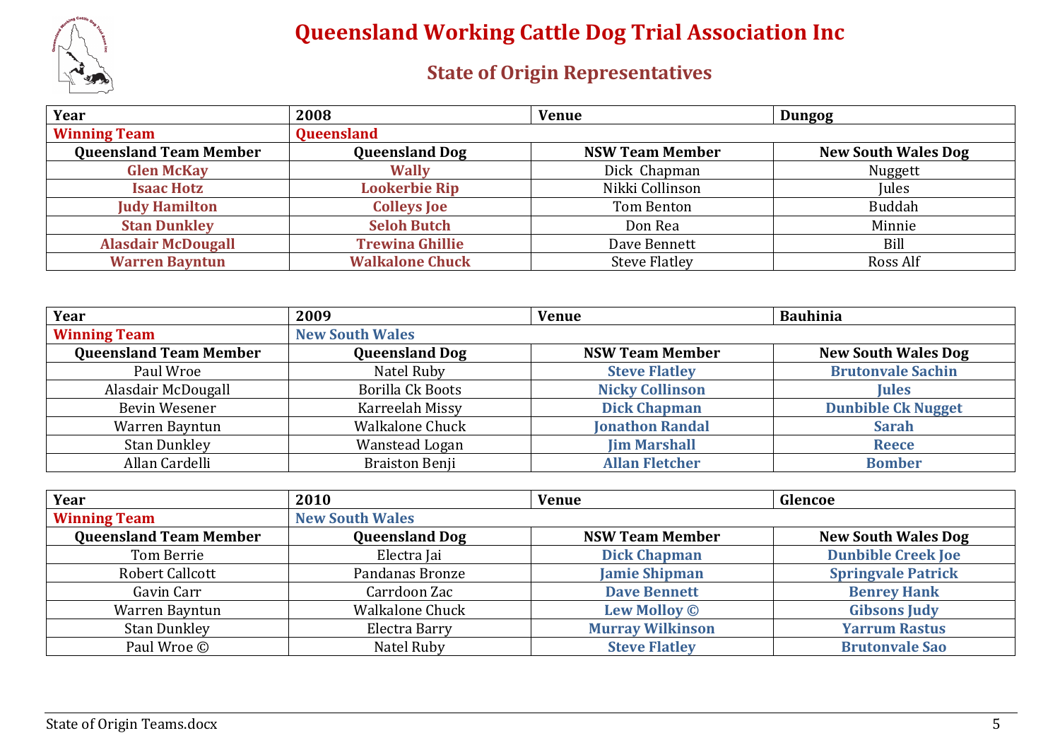# Queensland Working Cattle Dog Trial Association Inc

## State of Origin Representatives

| Year | 2008 | Venue | Dungog |
|---|---|---|---|
| **Winning Team** | **Queensland** | | |
| **Queensland Team Member** | **Queensland Dog** | **NSW Team Member** | **New South Wales Dog** |
| **Glen McKay** | **Wally** | Dick Chapman | Nuggett |
| **Isaac Hotz** | **Lookerbie Rip** | Nikki Collinson | Jules |
| **Judy Hamilton** | **Colleys Joe** | Tom Benton | Buddah |
| **Stan Dunkley** | **Seloh Butch** | Don Rea | Minnie |
| **Alasdair McDougall** | **Trewina Ghillie** | Dave Bennett | Bill |
| **Warren Bayntun** | **Walkalone Chuck** | Steve Flatley | Ross Alf |

| Year | 2009 | Venue | Bauhinia |
|---|---|---|---|
| **Winning Team** | **New South Wales** | | |
| **Queensland Team Member** | **Queensland Dog** | **NSW Team Member** | **New South Wales Dog** |
| Paul Wroe | Natel Ruby | **Steve Flatley** | **Brutonvale Sachin** |
| Alasdair McDougall | Borilla Ck Boots | **Nicky Collinson** | **Jules** |
| Bevin Wesener | Karreelah Missy | **Dick Chapman** | **Dunbible Ck Nugget** |
| Warren Bayntun | Walkalone Chuck | **Jonathon Randal** | **Sarah** |
| Stan Dunkley | Wanstead Logan | **Jim Marshall** | **Reece** |
| Allan Cardelli | Braiston Benji | **Allan Fletcher** | **Bomber** |

| Year | 2010 | Venue | Glencoe |
|---|---|---|---|
| **Winning Team** | **New South Wales** | | |
| **Queensland Team Member** | **Queensland Dog** | **NSW Team Member** | **New South Wales Dog** |
| Tom Berrie | Electra Jai | **Dick Chapman** | **Dunbible Creek Joe** |
| Robert Callcott | Pandanas Bronze | **Jamie Shipman** | **Springvale Patrick** |
| Gavin Carr | Carrdoon Zac | **Dave Bennett** | **Benrey Hank** |
| Warren Bayntun | Walkalone Chuck | **Lew Molloy ©** | **Gibsons Judy** |
| Stan Dunkley | Electra Barry | **Murray Wilkinson** | **Yarrum Rastus** |
| Paul Wroe © | Natel Ruby | **Steve Flatley** | **Brutonvale Sao** |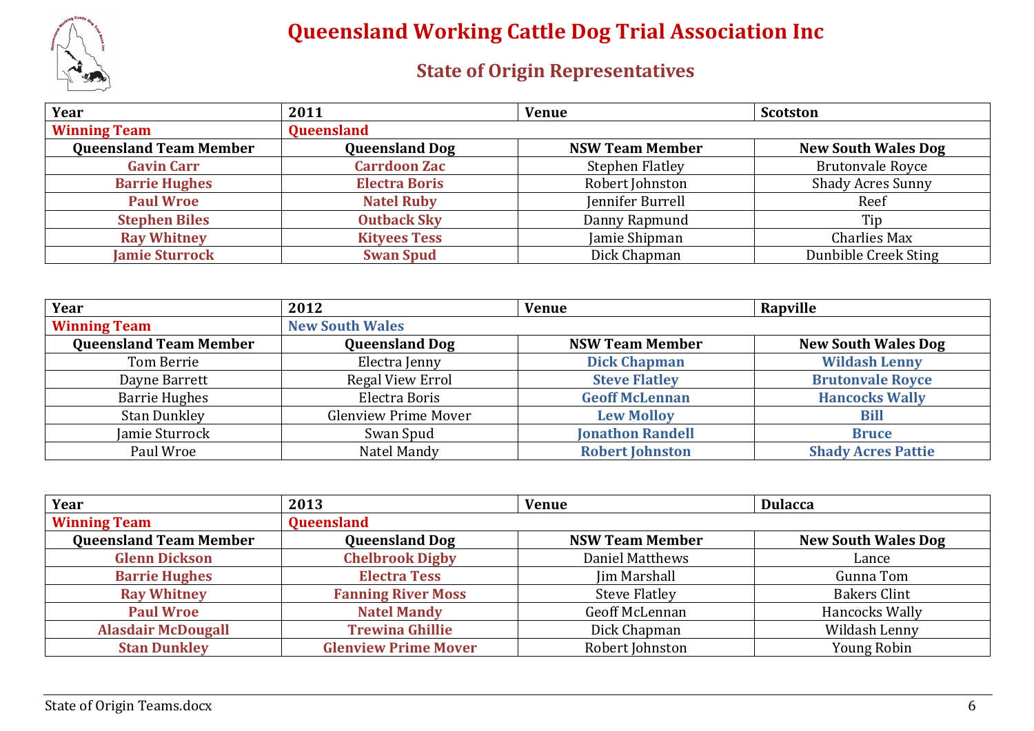# Queensland Working Cattle Dog Trial Association Inc

## State of Origin Representatives

| **Year** | **2011** | **Venue** | **Scotston** |
|---|---|---|---|
| **Winning Team** | **Queensland** | | |
| **Queensland Team Member** | **Queensland Dog** | **NSW Team Member** | **New South Wales Dog** |
| **Gavin Carr** | **Carrdoon Zac** | Stephen Flatley | Brutonvale Royce |
| **Barrie Hughes** | **Electra Boris** | Robert Johnston | Shady Acres Sunny |
| **Paul Wroe** | **Natel Ruby** | Jennifer Burrell | Reef |
| **Stephen Biles** | **Outback Sky** | Danny Rapmund | Tip |
| **Ray Whitney** | **Kityees Tess** | Jamie Shipman | Charlies Max |
| **Jamie Sturrock** | **Swan Spud** | Dick Chapman | Dunbible Creek Sting |

| **Year** | **2012** | **Venue** | **Rapville** |
|---|---|---|---|
| **Winning Team** | **New South Wales** | | |
| **Queensland Team Member** | **Queensland Dog** | **NSW Team Member** | **New South Wales Dog** |
| Tom Berrie | Electra Jenny | **Dick Chapman** | **Wildash Lenny** |
| Dayne Barrett | Regal View Errol | **Steve Flatley** | **Brutonvale Royce** |
| Barrie Hughes | Electra Boris | **Geoff McLennan** | **Hancocks Wally** |
| Stan Dunkley | Glenview Prime Mover | **Lew Molloy** | **Bill** |
| Jamie Sturrock | Swan Spud | **Jonathon Randell** | **Bruce** |
| Paul Wroe | Natel Mandy | **Robert Johnston** | **Shady Acres Pattie** |

| **Year** | **2013** | **Venue** | **Dulacca** |
|---|---|---|---|
| **Winning Team** | **Queensland** | | |
| **Queensland Team Member** | **Queensland Dog** | **NSW Team Member** | **New South Wales Dog** |
| **Glenn Dickson** | **Chelbrook Digby** | Daniel Matthews | Lance |
| **Barrie Hughes** | **Electra Tess** | Jim Marshall | Gunna Tom |
| **Ray Whitney** | **Fanning River Moss** | Steve Flatley | Bakers Clint |
| **Paul Wroe** | **Natel Mandy** | Geoff McLennan | Hancocks Wally |
| **Alasdair McDougall** | **Trewina Ghillie** | Dick Chapman | Wildash Lenny |
| **Stan Dunkley** | **Glenview Prime Mover** | Robert Johnston | Young Robin |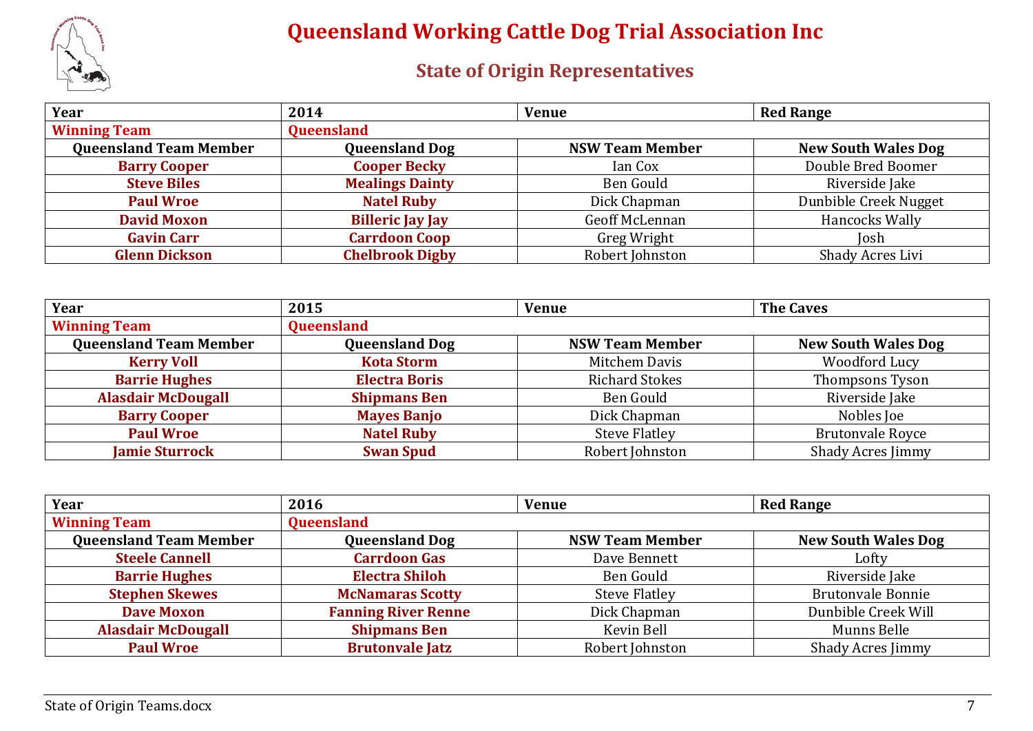# Queensland Working Cattle Dog Trial Association Inc

## State of Origin Representatives

| Year | 2014 | Venue | Red Range |
|---|---|---|---|
| **Winning Team** | **Queensland** | | |
| **Queensland Team Member** | **Queensland Dog** | **NSW Team Member** | **New South Wales Dog** |
| **Barry Cooper** | **Cooper Becky** | Ian Cox | Double Bred Boomer |
| **Steve Biles** | **Mealings Dainty** | Ben Gould | Riverside Jake |
| **Paul Wroe** | **Natel Ruby** | Dick Chapman | Dunbible Creek Nugget |
| **David Moxon** | **Billeric Jay Jay** | Geoff McLennan | Hancocks Wally |
| **Gavin Carr** | **Carrdoon Coop** | Greg Wright | Josh |
| **Glenn Dickson** | **Chelbrook Digby** | Robert Johnston | Shady Acres Livi |

| Year | 2015 | Venue | The Caves |
|---|---|---|---|
| **Winning Team** | **Queensland** | | |
| **Queensland Team Member** | **Queensland Dog** | **NSW Team Member** | **New South Wales Dog** |
| **Kerry Voll** | **Kota Storm** | Mitchem Davis | Woodford Lucy |
| **Barrie Hughes** | **Electra Boris** | Richard Stokes | Thompsons Tyson |
| **Alasdair McDougall** | **Shipmans Ben** | Ben Gould | Riverside Jake |
| **Barry Cooper** | **Mayes Banjo** | Dick Chapman | Nobles Joe |
| **Paul Wroe** | **Natel Ruby** | Steve Flatley | Brutonvale Royce |
| **Jamie Sturrock** | **Swan Spud** | Robert Johnston | Shady Acres Jimmy |

| Year | 2016 | Venue | Red Range |
|---|---|---|---|
| **Winning Team** | **Queensland** | | |
| **Queensland Team Member** | **Queensland Dog** | **NSW Team Member** | **New South Wales Dog** |
| **Steele Cannell** | **Carrdoon Gas** | Dave Bennett | Lofty |
| **Barrie Hughes** | **Electra Shiloh** | Ben Gould | Riverside Jake |
| **Stephen Skewes** | **McNamaras Scotty** | Steve Flatley | Brutonvale Bonnie |
| **Dave Moxon** | **Fanning River Renne** | Dick Chapman | Dunbible Creek Will |
| **Alasdair McDougall** | **Shipmans Ben** | Kevin Bell | Munns Belle |
| **Paul Wroe** | **Brutonvale Jatz** | Robert Johnston | Shady Acres Jimmy |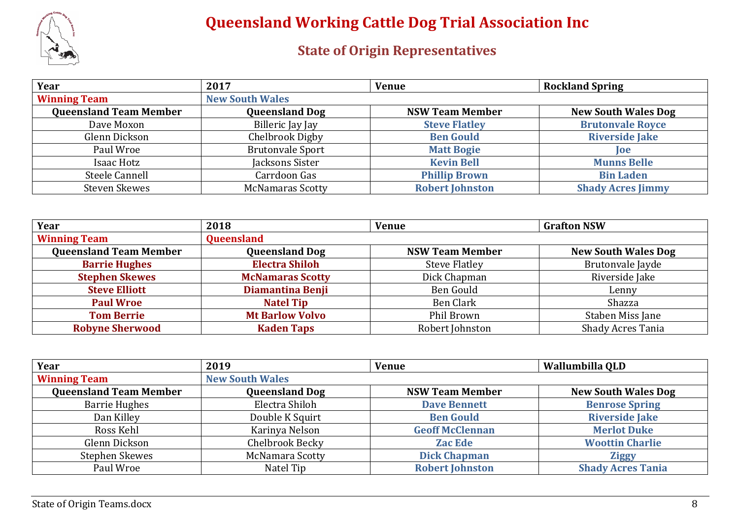# Queensland Working Cattle Dog Trial Association Inc

## State of Origin Representatives

| Year | 2017 | Venue | Rockland Spring |
|---|---|---|---|
| **Winning Team** | **New South Wales** | | |
| **Queensland Team Member** | **Queensland Dog** | **NSW Team Member** | **New South Wales Dog** |
| Dave Moxon | Billeric Jay Jay | **Steve Flatley** | **Brutonvale Royce** |
| Glenn Dickson | Chelbrook Digby | **Ben Gould** | **Riverside Jake** |
| Paul Wroe | Brutonvale Sport | **Matt Bogie** | **Joe** |
| Isaac Hotz | Jacksons Sister | **Kevin Bell** | **Munns Belle** |
| Steele Cannell | Carrdoon Gas | **Phillip Brown** | **Bin Laden** |
| Steven Skewes | McNamaras Scotty | **Robert Johnston** | **Shady Acres Jimmy** |

| Year | 2018 | Venue | Grafton NSW |
|---|---|---|---|
| **Winning Team** | **Queensland** | | |
| **Queensland Team Member** | **Queensland Dog** | **NSW Team Member** | **New South Wales Dog** |
| **Barrie Hughes** | **Electra Shiloh** | Steve Flatley | Brutonvale Jayde |
| **Stephen Skewes** | **McNamaras Scotty** | Dick Chapman | Riverside Jake |
| **Steve Elliott** | **Diamantina Benji** | Ben Gould | Lenny |
| **Paul Wroe** | **Natel Tip** | Ben Clark | Shazza |
| **Tom Berrie** | **Mt Barlow Volvo** | Phil Brown | Staben Miss Jane |
| **Robyne Sherwood** | **Kaden Taps** | Robert Johnston | Shady Acres Tania |

| Year | 2019 | Venue | Wallumbilla QLD |
|---|---|---|---|
| **Winning Team** | **New South Wales** | | |
| **Queensland Team Member** | **Queensland Dog** | **NSW Team Member** | **New South Wales Dog** |
| Barrie Hughes | Electra Shiloh | **Dave Bennett** | **Benrose Spring** |
| Dan Killey | Double K Squirt | **Ben Gould** | **Riverside Jake** |
| Ross Kehl | Karinya Nelson | **Geoff McClennan** | **Merlot Duke** |
| Glenn Dickson | Chelbrook Becky | **Zac Ede** | **Woottin Charlie** |
| Stephen Skewes | McNamara Scotty | **Dick Chapman** | **Ziggy** |
| Paul Wroe | Natel Tip | **Robert Johnston** | **Shady Acres Tania** |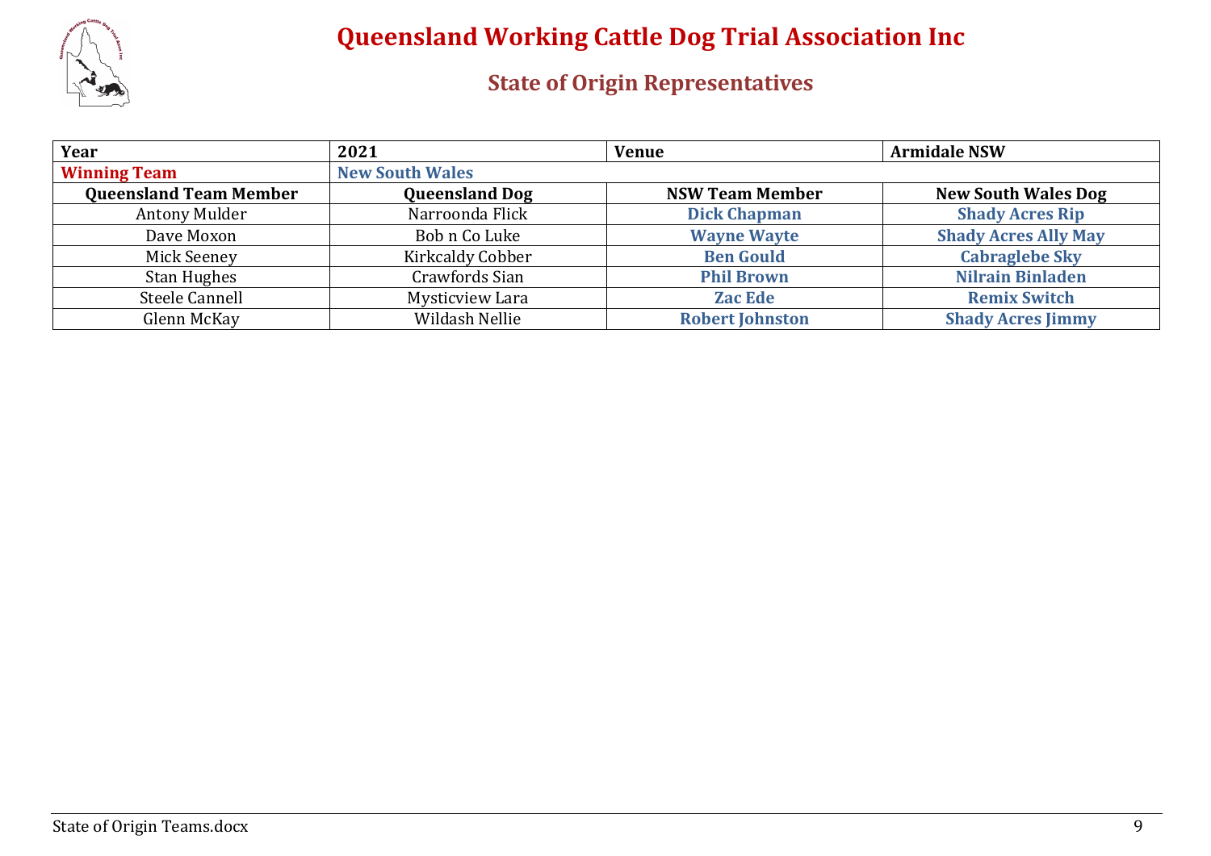# Queensland Working Cattle Dog Trial Association Inc

## State of Origin Representatives

| Year | 2021 | Venue | Armidale NSW |
|---|---|---|---|
| Winning Team | New South Wales | | |
| **Queensland Team Member** | **Queensland Dog** | **NSW Team Member** | **New South Wales Dog** |
| Antony Mulder | Narroonda Flick | **Dick Chapman** | **Shady Acres Rip** |
| Dave Moxon | Bob n Co Luke | **Wayne Wayte** | **Shady Acres Ally May** |
| Mick Seeney | Kirkcaldy Cobber | **Ben Gould** | **Cabraglebe Sky** |
| Stan Hughes | Crawfords Sian | **Phil Brown** | **Nilrain Binladen** |
| Steele Cannell | Mysticview Lara | **Zac Ede** | **Remix Switch** |
| Glenn McKay | Wildash Nellie | **Robert Johnston** | **Shady Acres Jimmy** |